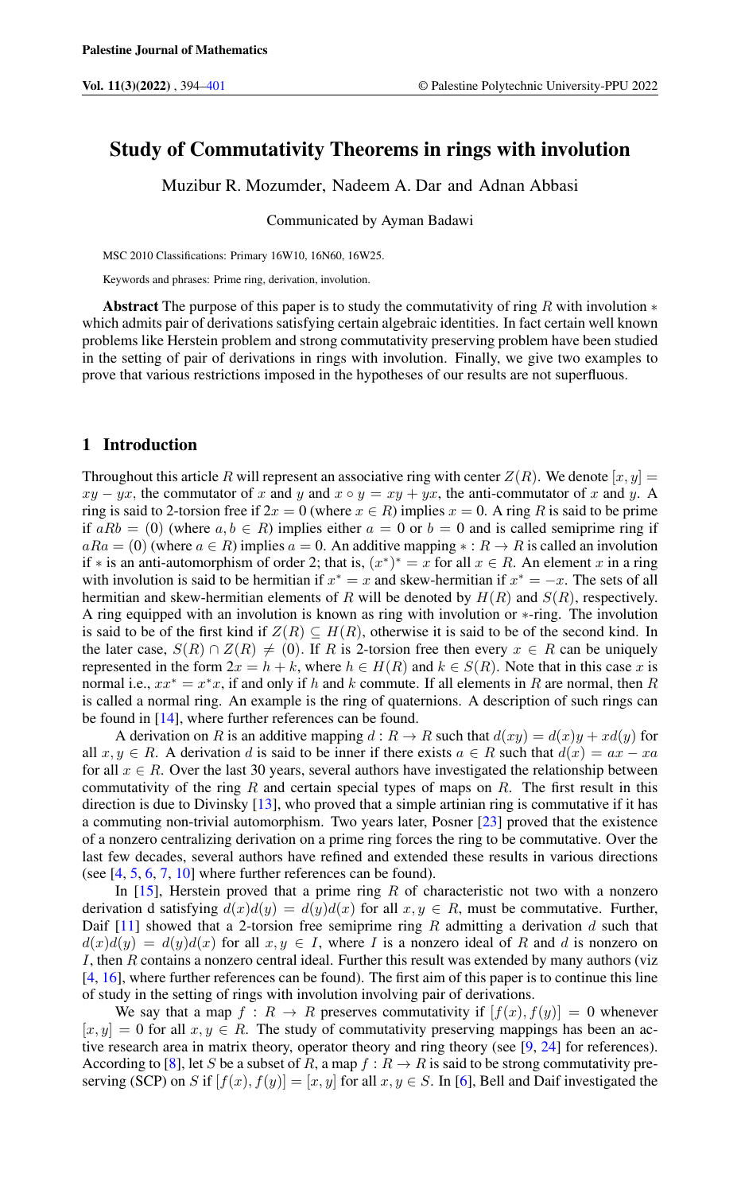# Study of Commutativity Theorems in rings with involution

Muzibur R. Mozumder, Nadeem A. Dar and Adnan Abbasi

Communicated by Ayman Badawi

MSC 2010 Classifications: Primary 16W10, 16N60, 16W25.

Keywords and phrases: Prime ring, derivation, involution.

**Abstract** The purpose of this paper is to study the commutativity of ring $R$ with involution $*$ which admits pair of derivations satisfying certain algebraic identities. In fact certain well known problems like Herstein problem and strong commutativity preserving problem have been studied in the setting of pair of derivations in rings with involution. Finally, we give two examples to prove that various restrictions imposed in the hypotheses of our results are not superfluous.

## 1 Introduction

Throughout this article $R$ will represent an associative ring with center $Z(R)$. We denote $[x, y] = xy - yx$, the commutator of $x$ and $y$ and $x \circ y = xy + yx$, the anti-commutator of $x$ and $y$. A ring is said to 2-torsion free if $2x = 0$ (where $x \in R$) implies $x = 0$. A ring $R$ is said to be prime if $aRb = (0)$ (where $a, b \in R$) implies either $a = 0$ or $b = 0$ and is called semiprime ring if $aRa = (0)$ (where $a \in R$) implies $a = 0$. An additive mapping $* : R \to R$ is called an involution if $*$ is an anti-automorphism of order 2; that is, $(x^*)^* = x$ for all $x \in R$. An element $x$ in a ring with involution is said to be hermitian if $x^* = x$ and skew-hermitian if $x^* = -x$. The sets of all hermitian and skew-hermitian elements of $R$ will be denoted by $H(R)$ and $S(R)$, respectively. A ring equipped with an involution is known as ring with involution or $*$-ring. The involution is said to be of the first kind if $Z(R) \subseteq H(R)$, otherwise it is said to be of the second kind. In the later case, $S(R) \cap Z(R) \neq (0)$. If $R$ is 2-torsion free then every $x \in R$ can be uniquely represented in the form $2x = h + k$, where $h \in H(R)$ and $k \in S(R)$. Note that in this case $x$ is normal i.e., $xx^* = x^*x$, if and only if $h$ and $k$ commute. If all elements in $R$ are normal, then $R$ is called a normal ring. An example is the ring of quaternions. A description of such rings can be found in [14], where further references can be found.

A derivation on $R$ is an additive mapping $d : R \to R$ such that $d(xy) = d(x)y + xd(y)$ for all $x, y \in R$. A derivation $d$ is said to be inner if there exists $a \in R$ such that $d(x) = ax - xa$ for all $x \in R$. Over the last 30 years, several authors have investigated the relationship between commutativity of the ring $R$ and certain special types of maps on $R$. The first result in this direction is due to Divinsky [13], who proved that a simple artinian ring is commutative if it has a commuting non-trivial automorphism. Two years later, Posner [23] proved that the existence of a nonzero centralizing derivation on a prime ring forces the ring to be commutative. Over the last few decades, several authors have refined and extended these results in various directions (see [4, 5, 6, 7, 10] where further references can be found).

In [15], Herstein proved that a prime ring $R$ of characteristic not two with a nonzero derivation d satisfying $d(x)d(y) = d(y)d(x)$ for all $x, y \in R$, must be commutative. Further, Daif [11] showed that a 2-torsion free semiprime ring $R$ admitting a derivation $d$ such that $d(x)d(y) = d(y)d(x)$ for all $x, y \in I$, where $I$ is a nonzero ideal of $R$ and $d$ is nonzero on $I$, then $R$ contains a nonzero central ideal. Further this result was extended by many authors (viz [4, 16], where further references can be found). The first aim of this paper is to continue this line of study in the setting of rings with involution involving pair of derivations.

We say that a map $f : R \to R$ preserves commutativity if $[f(x), f(y)] = 0$ whenever $[x, y] = 0$ for all $x, y \in R$. The study of commutativity preserving mappings has been an active research area in matrix theory, operator theory and ring theory (see [9, 24] for references). According to [8], let $S$ be a subset of $R$, a map $f : R \to R$ is said to be strong commutativity preserving (SCP) on $S$ if $[f(x), f(y)] = [x, y]$ for all $x, y \in S$. In [6], Bell and Daif investigated the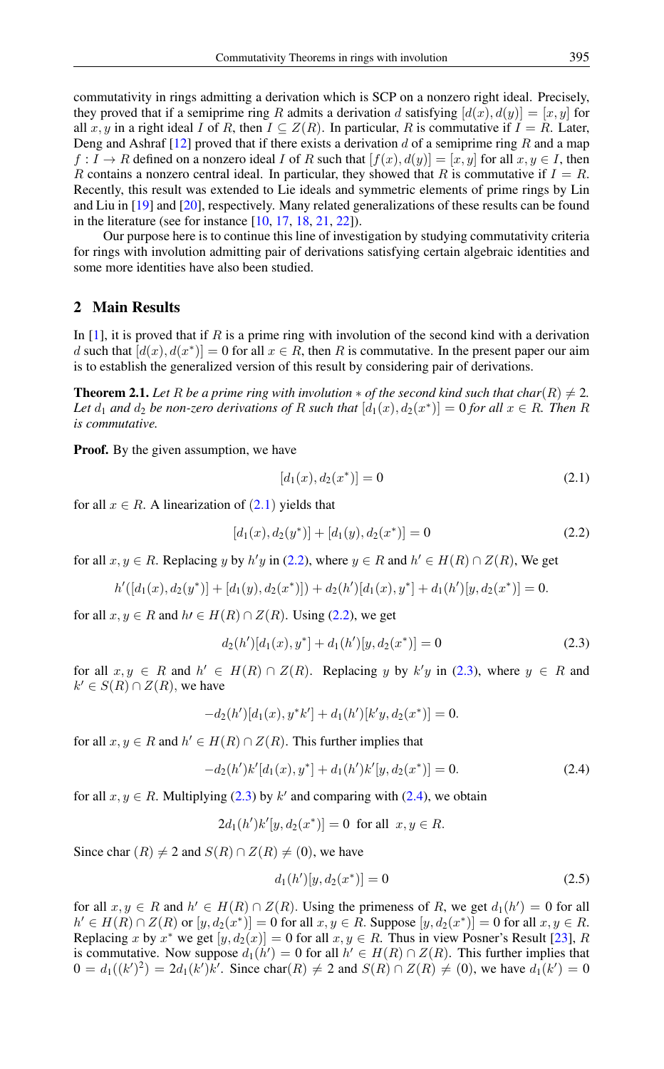commutativity in rings admitting a derivation which is SCP on a nonzero right ideal. Precisely, they proved that if a semiprime ring $R$ admits a derivation $d$ satisfying $[d(x), d(y)] = [x, y]$ for all $x, y$ in a right ideal $I$ of $R$, then $I \subseteq Z(R)$. In particular, $R$ is commutative if $I = R$. Later, Deng and Ashraf [12] proved that if there exists a derivation $d$ of a semiprime ring $R$ and a map $f : I \to R$ defined on a nonzero ideal $I$ of $R$ such that $[f(x), d(y)] = [x, y]$ for all $x, y \in I$, then $R$ contains a nonzero central ideal. In particular, they showed that $R$ is commutative if $I = R$. Recently, this result was extended to Lie ideals and symmetric elements of prime rings by Lin and Liu in [19] and [20], respectively. Many related generalizations of these results can be found in the literature (see for instance [10, 17, 18, 21, 22]).

Our purpose here is to continue this line of investigation by studying commutativity criteria for rings with involution admitting pair of derivations satisfying certain algebraic identities and some more identities have also been studied.

## 2 Main Results

In [1], it is proved that if $R$ is a prime ring with involution of the second kind with a derivation $d$ such that $[d(x), d(x^*)] = 0$ for all $x \in R$, then $R$ is commutative. In the present paper our aim is to establish the generalized version of this result by considering pair of derivations.

**Theorem 2.1.** *Let $R$ be a prime ring with involution $*$ of the second kind such that $char(R) \neq 2$. Let $d_1$ and $d_2$ be non-zero derivations of $R$ such that $[d_1(x), d_2(x^*)] = 0$ for all $x \in R$. Then $R$ is commutative.*

**Proof.** By the given assumption, we have

$$[d_1(x), d_2(x^*)] = 0 \tag{2.1}$$

for all $x \in R$. A linearization of (2.1) yields that

$$[d_1(x), d_2(y^*)] + [d_1(y), d_2(x^*)] = 0 \tag{2.2}$$

for all $x, y \in R$. Replacing $y$ by $h'y$ in (2.2), where $y \in R$ and $h' \in H(R) \cap Z(R)$, We get

$$h'([d_1(x), d_2(y^*)] + [d_1(y), d_2(x^*)]) + d_2(h')[d_1(x), y^*] + d_1(h')[y, d_2(x^*)] = 0.$$

for all $x, y \in R$ and $h\prime \in H(R) \cap Z(R)$. Using (2.2), we get

$$d_2(h')[d_1(x), y^*] + d_1(h')[y, d_2(x^*)] = 0 \tag{2.3}$$

for all $x, y \in R$ and $h' \in H(R) \cap Z(R)$. Replacing $y$ by $k'y$ in (2.3), where $y \in R$ and $k' \in S(R) \cap Z(R)$, we have

$$-d_2(h')[d_1(x), y^*k'] + d_1(h')[k'y, d_2(x^*)] = 0.$$

for all $x, y \in R$ and $h' \in H(R) \cap Z(R)$. This further implies that

$$-d_2(h')k'[d_1(x), y^*] + d_1(h')k'[y, d_2(x^*)] = 0. \tag{2.4}$$

for all $x, y \in R$. Multiplying (2.3) by $k'$ and comparing with (2.4), we obtain

$$2d_1(h')k'[y, d_2(x^*)] = 0 \text{ for all } x, y \in R.$$

Since char $(R) \neq 2$ and $S(R) \cap Z(R) \neq (0)$, we have

$$d_1(h')[y, d_2(x^*)] = 0 \tag{2.5}$$

for all $x, y \in R$ and $h' \in H(R) \cap Z(R)$. Using the primeness of $R$, we get $d_1(h') = 0$ for all $h' \in H(R) \cap Z(R)$ or $[y, d_2(x^*)] = 0$ for all $x, y \in R$. Suppose $[y, d_2(x^*)] = 0$ for all $x, y \in R$. Replacing $x$ by $x^*$ we get $[y, d_2(x)] = 0$ for all $x, y \in R$. Thus in view Posner's Result [23], $R$ is commutative. Now suppose $d_1(h') = 0$ for all $h' \in H(R) \cap Z(R)$. This further implies that $0 = d_1((k')^2) = 2d_1(k')k'$. Since char$(R) \neq 2$ and $S(R) \cap Z(R) \neq (0)$, we have $d_1(k') = 0$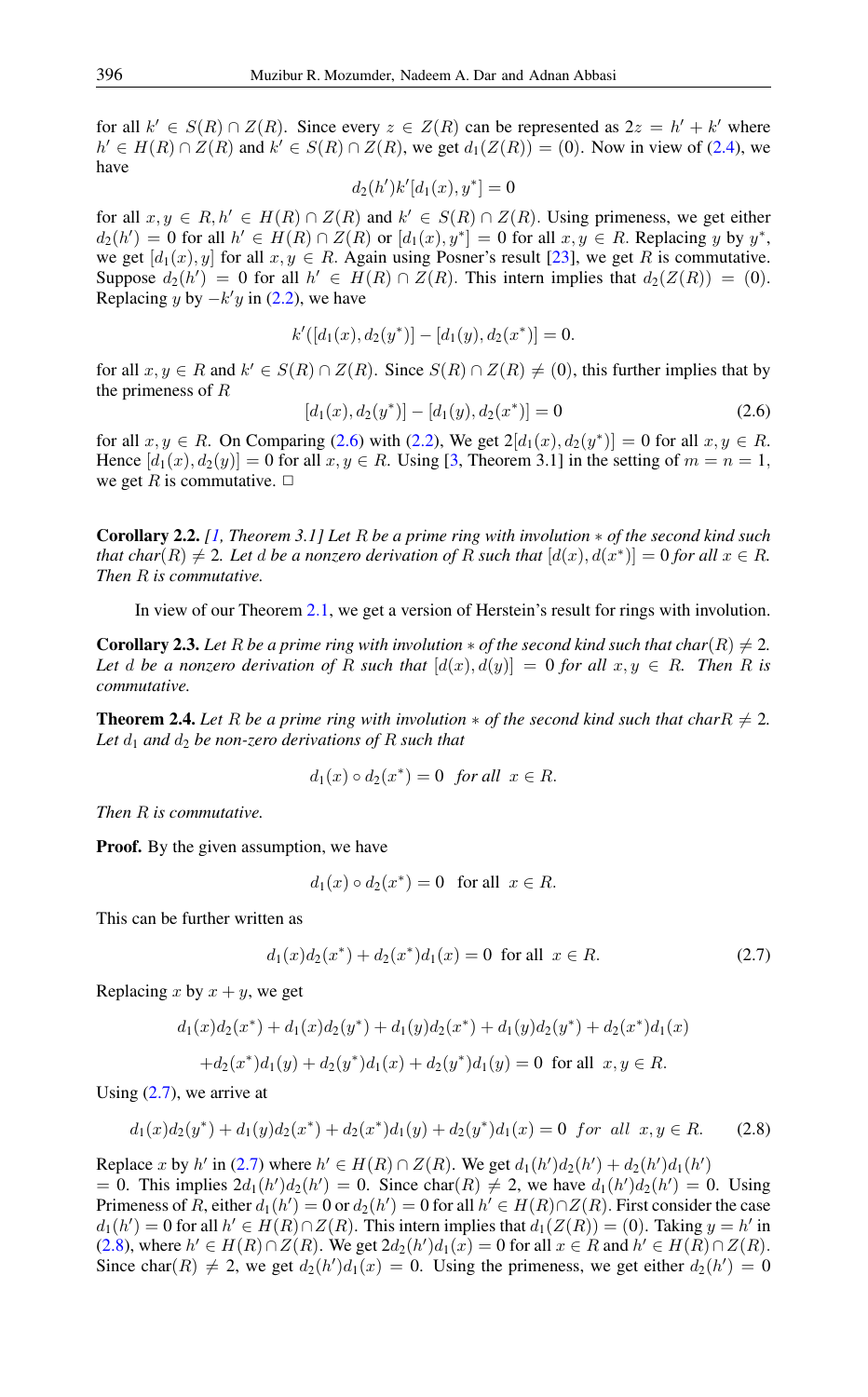for all $k' \in S(R) \cap Z(R)$. Since every $z \in Z(R)$ can be represented as $2z = h' + k'$ where $h' \in H(R) \cap Z(R)$ and $k' \in S(R) \cap Z(R)$, we get $d_1(Z(R)) = (0)$. Now in view of (2.4), we have

$$d_2(h')k'[d_1(x), y^*] = 0$$

for all $x, y \in R, h' \in H(R) \cap Z(R)$ and $k' \in S(R) \cap Z(R)$. Using primeness, we get either $d_2(h') = 0$ for all $h' \in H(R) \cap Z(R)$ or $[d_1(x), y^*] = 0$ for all $x, y \in R$. Replacing $y$ by $y^*$, we get $[d_1(x), y]$ for all $x, y \in R$. Again using Posner's result [23], we get $R$ is commutative. Suppose $d_2(h') = 0$ for all $h' \in H(R) \cap Z(R)$. This intern implies that $d_2(Z(R)) = (0)$. Replacing $y$ by $-k'y$ in (2.2), we have

$$k'([d_1(x), d_2(y^*)] - [d_1(y), d_2(x^*)] = 0.$$

for all $x, y \in R$ and $k' \in S(R) \cap Z(R)$. Since $S(R) \cap Z(R) \neq (0)$, this further implies that by the primeness of $R$

$$[d_1(x), d_2(y^*)] - [d_1(y), d_2(x^*)] = 0 \tag{2.6}$$

for all $x, y \in R$. On Comparing (2.6) with (2.2), We get $2[d_1(x), d_2(y^*)] = 0$ for all $x, y \in R$. Hence $[d_1(x), d_2(y)] = 0$ for all $x, y \in R$. Using [3, Theorem 3.1] in the setting of $m = n = 1$, we get $R$ is commutative. □

**Corollary 2.2.** *[1, Theorem 3.1] Let $R$ be a prime ring with involution $*$ of the second kind such that $char(R) \neq 2$. Let $d$ be a nonzero derivation of $R$ such that $[d(x), d(x^*)] = 0$ for all $x \in R$. Then $R$ is commutative.*

In view of our Theorem 2.1, we get a version of Herstein's result for rings with involution.

**Corollary 2.3.** *Let $R$ be a prime ring with involution $*$ of the second kind such that $char(R) \neq 2$. Let $d$ be a nonzero derivation of $R$ such that $[d(x), d(y)] = 0$ for all $x, y \in R$. Then $R$ is commutative.*

**Theorem 2.4.** *Let $R$ be a prime ring with involution $*$ of the second kind such that $charR \neq 2$. Let $d_1$ and $d_2$ be non-zero derivations of $R$ such that*

$$d_1(x) \circ d_2(x^*) = 0 \quad \textit{for all} \;\; x \in R.$$

*Then $R$ is commutative.*

**Proof.** By the given assumption, we have

$$d_1(x) \circ d_2(x^*) = 0 \quad \text{for all} \;\; x \in R.$$

This can be further written as

$$d_1(x)d_2(x^*) + d_2(x^*)d_1(x) = 0 \;\; \text{for all} \;\; x \in R. \tag{2.7}$$

Replacing $x$ by $x + y$, we get

$$d_1(x)d_2(x^*) + d_1(x)d_2(y^*) + d_1(y)d_2(x^*) + d_1(y)d_2(y^*) + d_2(x^*)d_1(x)$$
$$+ d_2(x^*)d_1(y) + d_2(y^*)d_1(x) + d_2(y^*)d_1(y) = 0 \;\; \text{for all} \;\; x, y \in R.$$

Using (2.7), we arrive at

$$d_1(x)d_2(y^*) + d_1(y)d_2(x^*) + d_2(x^*)d_1(y) + d_2(y^*)d_1(x) = 0 \;\; for \;\; all \;\; x, y \in R. \tag{2.8}$$

Replace $x$ by $h'$ in (2.7) where $h' \in H(R) \cap Z(R)$. We get $d_1(h')d_2(h') + d_2(h')d_1(h') = 0$. This implies $2d_1(h')d_2(h') = 0$. Since char$(R) \neq 2$, we have $d_1(h')d_2(h') = 0$. Using Primeness of $R$, either $d_1(h') = 0$ or $d_2(h') = 0$ for all $h' \in H(R) \cap Z(R)$. First consider the case $d_1(h') = 0$ for all $h' \in H(R) \cap Z(R)$. This intern implies that $d_1(Z(R)) = (0)$. Taking $y = h'$ in (2.8), where $h' \in H(R) \cap Z(R)$. We get $2d_2(h')d_1(x) = 0$ for all $x \in R$ and $h' \in H(R) \cap Z(R)$. Since char$(R) \neq 2$, we get $d_2(h')d_1(x) = 0$. Using the primeness, we get either $d_2(h') = 0$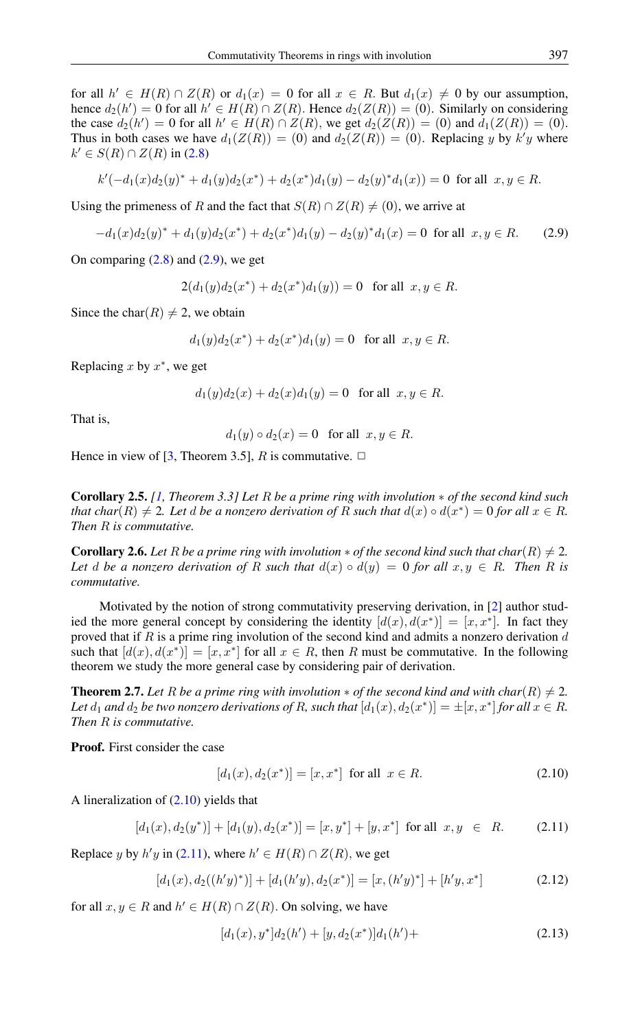for all $h' \in H(R) \cap Z(R)$ or $d_1(x) = 0$ for all $x \in R$. But $d_1(x) \neq 0$ by our assumption, hence $d_2(h') = 0$ for all $h' \in H(R) \cap Z(R)$. Hence $d_2(Z(R)) = (0)$. Similarly on considering the case $d_2(h') = 0$ for all $h' \in H(R) \cap Z(R)$, we get $d_2(Z(R)) = (0)$ and $d_1(Z(R)) = (0)$. Thus in both cases we have $d_1(Z(R)) = (0)$ and $d_2(Z(R)) = (0)$. Replacing $y$ by $k'y$ where $k' \in S(R) \cap Z(R)$ in (2.8)

$$k'(-d_1(x)d_2(y)^* + d_1(y)d_2(x^*) + d_2(x^*)d_1(y) - d_2(y)^*d_1(x)) = 0 \ \text{ for all } \ x, y \in R.$$

Using the primeness of $R$ and the fact that $S(R) \cap Z(R) \neq (0)$, we arrive at

$$-d_1(x)d_2(y)^* + d_1(y)d_2(x^*) + d_2(x^*)d_1(y) - d_2(y)^*d_1(x) = 0 \ \text{ for all } \ x, y \in R. \tag{2.9}$$

On comparing (2.8) and (2.9), we get

$$2(d_1(y)d_2(x^*) + d_2(x^*)d_1(y)) = 0 \quad \text{for all } \ x, y \in R.$$

Since the char$(R) \neq 2$, we obtain

$$d_1(y)d_2(x^*) + d_2(x^*)d_1(y) = 0 \quad \text{for all } \ x, y \in R.$$

Replacing $x$ by $x^*$, we get

$$d_1(y)d_2(x) + d_2(x)d_1(y) = 0 \quad \text{for all } \ x, y \in R.$$

That is,

$$d_1(y) \circ d_2(x) = 0 \quad \text{for all } \ x, y \in R.$$

Hence in view of [3, Theorem 3.5], $R$ is commutative. □

**Corollary 2.5.** *[1, Theorem 3.3] Let $R$ be a prime ring with involution $*$ of the second kind such that char$(R) \neq 2$. Let $d$ be a nonzero derivation of $R$ such that $d(x) \circ d(x^*) = 0$ for all $x \in R$. Then $R$ is commutative.*

**Corollary 2.6.** *Let $R$ be a prime ring with involution $*$ of the second kind such that char$(R) \neq 2$. Let $d$ be a nonzero derivation of $R$ such that $d(x) \circ d(y) = 0$ for all $x, y \in R$. Then $R$ is commutative.*

Motivated by the notion of strong commutativity preserving derivation, in [2] author studied the more general concept by considering the identity $[d(x), d(x^*)] = [x, x^*]$. In fact they proved that if $R$ is a prime ring involution of the second kind and admits a nonzero derivation $d$ such that $[d(x), d(x^*)] = [x, x^*]$ for all $x \in R$, then $R$ must be commutative. In the following theorem we study the more general case by considering pair of derivation.

**Theorem 2.7.** *Let $R$ be a prime ring with involution $*$ of the second kind and with char$(R) \neq 2$. Let $d_1$ and $d_2$ be two nonzero derivations of $R$, such that $[d_1(x), d_2(x^*)] = \pm[x, x^*]$ for all $x \in R$. Then $R$ is commutative.*

**Proof.** First consider the case

$$[d_1(x), d_2(x^*)] = [x, x^*] \ \text{ for all } \ x \in R. \tag{2.10}$$

A lineralization of (2.10) yields that

$$[d_1(x), d_2(y^*)] + [d_1(y), d_2(x^*)] = [x, y^*] + [y, x^*] \ \text{ for all } \ x, y \ \in \ R. \tag{2.11}$$

Replace $y$ by $h'y$ in (2.11), where $h' \in H(R) \cap Z(R)$, we get

$$[d_1(x), d_2((h'y)^*)] + [d_1(h'y), d_2(x^*)] = [x, (h'y)^*] + [h'y, x^*] \tag{2.12}$$

for all $x, y \in R$ and $h' \in H(R) \cap Z(R)$. On solving, we have

$$[d_1(x), y^*]d_2(h') + [y, d_2(x^*)]d_1(h') + \tag{2.13}$$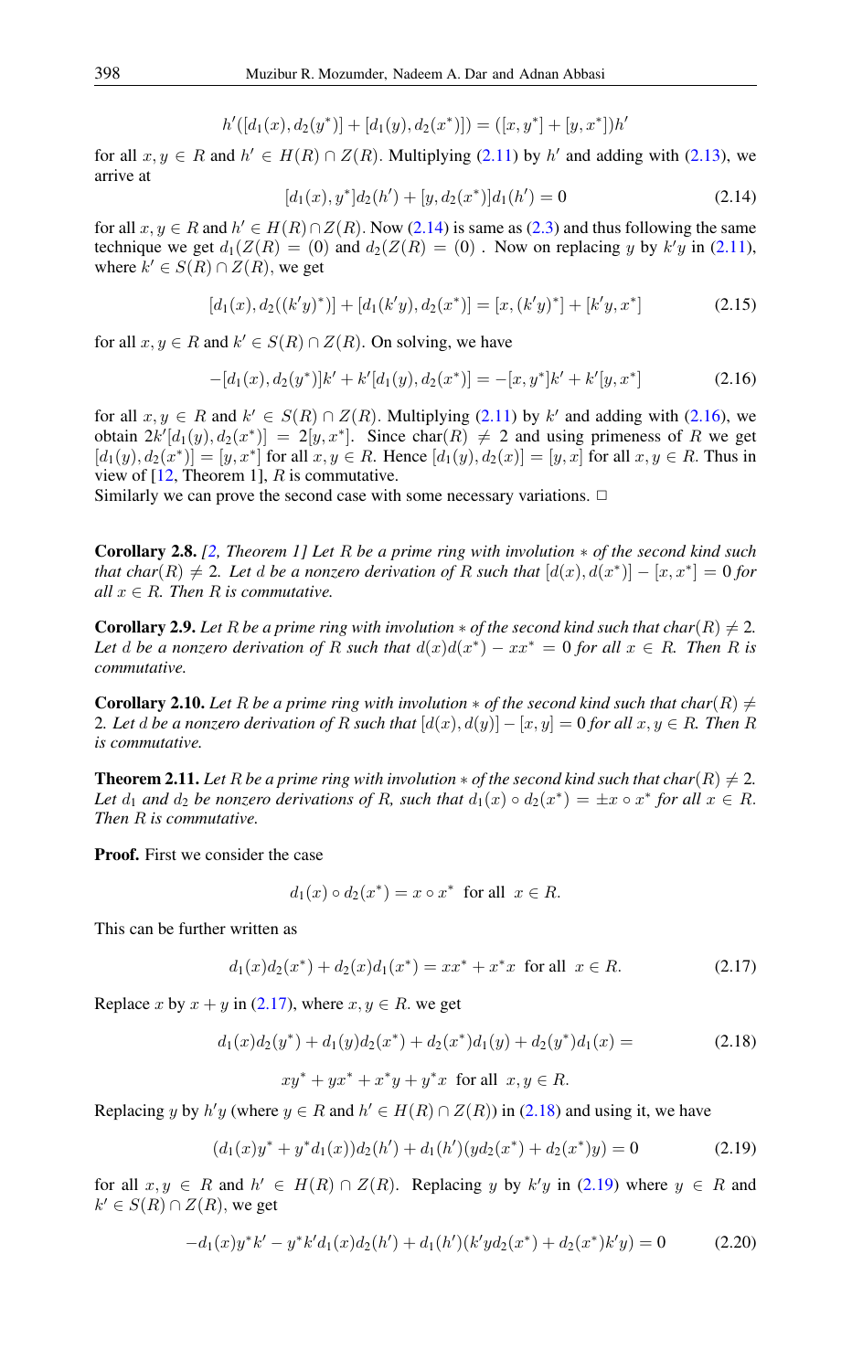$$h'([d_1(x), d_2(y^*)] + [d_1(y), d_2(x^*)]) = ([x, y^*] + [y, x^*])h'$$

for all $x, y \in R$ and $h' \in H(R) \cap Z(R)$. Multiplying (2.11) by $h'$ and adding with (2.13), we arrive at

$$[d_1(x), y^*]d_2(h') + [y, d_2(x^*)]d_1(h') = 0 \tag{2.14}$$

for all $x, y \in R$ and $h' \in H(R) \cap Z(R)$. Now (2.14) is same as (2.3) and thus following the same technique we get $d_1(Z(R) = (0)$ and $d_2(Z(R) = (0)$ . Now on replacing $y$ by $k'y$ in (2.11), where $k' \in S(R) \cap Z(R)$, we get

$$[d_1(x), d_2((k'y)^*)] + [d_1(k'y), d_2(x^*)] = [x, (k'y)^*] + [k'y, x^*] \tag{2.15}$$

for all $x, y \in R$ and $k' \in S(R) \cap Z(R)$. On solving, we have

$$-[d_1(x), d_2(y^*)]k' + k'[d_1(y), d_2(x^*)] = -[x, y^*]k' + k'[y, x^*] \tag{2.16}$$

for all $x, y \in R$ and $k' \in S(R) \cap Z(R)$. Multiplying (2.11) by $k'$ and adding with (2.16), we obtain $2k'[d_1(y), d_2(x^*)] = 2[y, x^*]$. Since $\text{char}(R) \neq 2$ and using primeness of $R$ we get $[d_1(y), d_2(x^*)] = [y, x^*]$ for all $x, y \in R$. Hence $[d_1(y), d_2(x)] = [y, x]$ for all $x, y \in R$. Thus in view of [12, Theorem 1], $R$ is commutative.
Similarly we can prove the second case with some necessary variations. □

**Corollary 2.8.** *[2, Theorem 1] Let $R$ be a prime ring with involution $*$ of the second kind such that $char(R) \neq 2$. Let $d$ be a nonzero derivation of $R$ such that $[d(x), d(x^*)] - [x, x^*] = 0$ for all $x \in R$. Then $R$ is commutative.*

**Corollary 2.9.** *Let $R$ be a prime ring with involution $*$ of the second kind such that $char(R) \neq 2$. Let $d$ be a nonzero derivation of $R$ such that $d(x)d(x^*) - xx^* = 0$ for all $x \in R$. Then $R$ is commutative.*

**Corollary 2.10.** *Let $R$ be a prime ring with involution $*$ of the second kind such that $char(R) \neq 2$. Let $d$ be a nonzero derivation of $R$ such that $[d(x), d(y)] - [x, y] = 0$ for all $x, y \in R$. Then $R$ is commutative.*

**Theorem 2.11.** *Let $R$ be a prime ring with involution $*$ of the second kind such that $char(R) \neq 2$. Let $d_1$ and $d_2$ be nonzero derivations of $R$, such that $d_1(x) \circ d_2(x^*) = \pm x \circ x^*$ for all $x \in R$. Then $R$ is commutative.*

**Proof.** First we consider the case

$$d_1(x) \circ d_2(x^*) = x \circ x^* \text{ for all } x \in R.$$

This can be further written as

$$d_1(x)d_2(x^*) + d_2(x)d_1(x^*) = xx^* + x^*x \text{ for all } x \in R. \tag{2.17}$$

Replace $x$ by $x + y$ in (2.17), where $x, y \in R$. we get

$$d_1(x)d_2(y^*) + d_1(y)d_2(x^*) + d_2(x^*)d_1(y) + d_2(y^*)d_1(x) = \tag{2.18}$$

$$xy^* + yx^* + x^*y + y^*x \text{ for all } x, y \in R.$$

Replacing $y$ by $h'y$ (where $y \in R$ and $h' \in H(R) \cap Z(R)$) in (2.18) and using it, we have

$$(d_1(x)y^* + y^*d_1(x))d_2(h') + d_1(h')(yd_2(x^*) + d_2(x^*)y) = 0 \tag{2.19}$$

for all $x, y \in R$ and $h' \in H(R) \cap Z(R)$. Replacing $y$ by $k'y$ in (2.19) where $y \in R$ and $k' \in S(R) \cap Z(R)$, we get

$$-d_1(x)y^*k' - y^*k'd_1(x)d_2(h') + d_1(h')(k'yd_2(x^*) + d_2(x^*)k'y) = 0 \tag{2.20}$$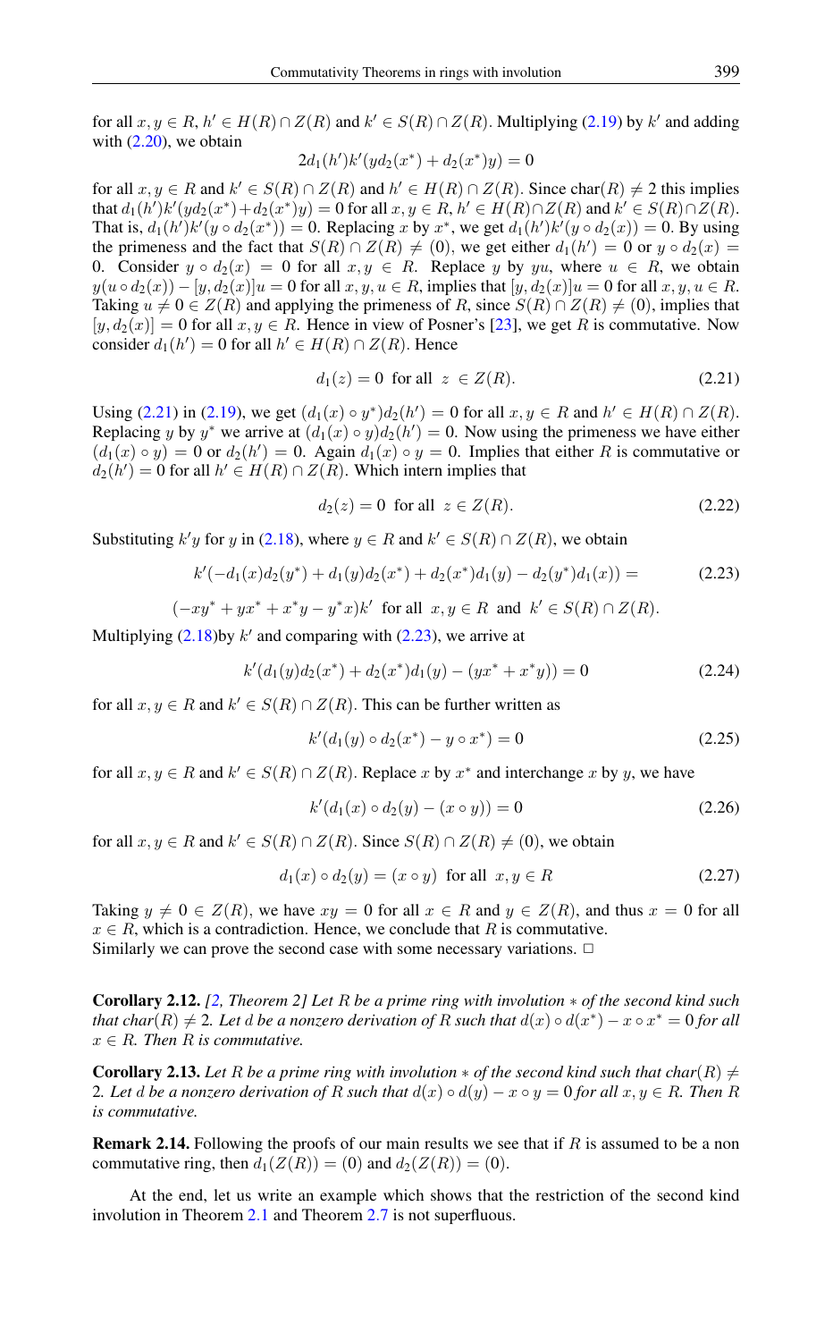for all $x, y \in R$, $h' \in H(R) \cap Z(R)$ and $k' \in S(R) \cap Z(R)$. Multiplying (2.19) by $k'$ and adding with (2.20), we obtain

$$2d_1(h')k'(yd_2(x^*) + d_2(x^*)y) = 0$$

for all $x, y \in R$ and $k' \in S(R) \cap Z(R)$ and $h' \in H(R) \cap Z(R)$. Since char$(R) \neq 2$ this implies that $d_1(h')k'(yd_2(x^*) + d_2(x^*)y) = 0$ for all $x, y \in R$, $h' \in H(R) \cap Z(R)$ and $k' \in S(R) \cap Z(R)$. That is, $d_1(h')k'(y \circ d_2(x^*)) = 0$. Replacing $x$ by $x^*$, we get $d_1(h')k'(y \circ d_2(x)) = 0$. By using the primeness and the fact that $S(R) \cap Z(R) \neq (0)$, we get either $d_1(h') = 0$ or $y \circ d_2(x) = 0$. Consider $y \circ d_2(x) = 0$ for all $x, y \in R$. Replace $y$ by $yu$, where $u \in R$, we obtain $y(u \circ d_2(x)) - [y, d_2(x)]u = 0$ for all $x, y, u \in R$, implies that $[y, d_2(x)]u = 0$ for all $x, y, u \in R$. Taking $u \neq 0 \in Z(R)$ and applying the primeness of $R$, since $S(R) \cap Z(R) \neq (0)$, implies that $[y, d_2(x)] = 0$ for all $x, y \in R$. Hence in view of Posner's [23], we get $R$ is commutative. Now consider $d_1(h') = 0$ for all $h' \in H(R) \cap Z(R)$. Hence

$$d_1(z) = 0 \ \text{ for all } \ z \in Z(R). \tag{2.21}$$

Using (2.21) in (2.19), we get $(d_1(x) \circ y^*)d_2(h') = 0$ for all $x, y \in R$ and $h' \in H(R) \cap Z(R)$. Replacing $y$ by $y^*$ we arrive at $(d_1(x) \circ y)d_2(h') = 0$. Now using the primeness we have either $(d_1(x) \circ y) = 0$ or $d_2(h') = 0$. Again $d_1(x) \circ y = 0$. Implies that either $R$ is commutative or $d_2(h') = 0$ for all $h' \in H(R) \cap Z(R)$. Which intern implies that

$$d_2(z) = 0 \ \text{ for all } \ z \in Z(R). \tag{2.22}$$

Substituting $k'y$ for $y$ in (2.18), where $y \in R$ and $k' \in S(R) \cap Z(R)$, we obtain

$$k'(-d_1(x)d_2(y^*) + d_1(y)d_2(x^*) + d_2(x^*)d_1(y) - d_2(y^*)d_1(x)) = \tag{2.23}$$

$$(-xy^* + yx^* + x^*y - y^*x)k' \ \text{ for all } \ x, y \in R \ \text{ and } \ k' \in S(R) \cap Z(R).$$

Multiplying (2.18)by $k'$ and comparing with (2.23), we arrive at

$$k'(d_1(y)d_2(x^*) + d_2(x^*)d_1(y) - (yx^* + x^*y)) = 0 \tag{2.24}$$

for all $x, y \in R$ and $k' \in S(R) \cap Z(R)$. This can be further written as

$$k'(d_1(y) \circ d_2(x^*) - y \circ x^*) = 0 \tag{2.25}$$

for all $x, y \in R$ and $k' \in S(R) \cap Z(R)$. Replace $x$ by $x^*$ and interchange $x$ by $y$, we have

$$k'(d_1(x) \circ d_2(y) - (x \circ y)) = 0 \tag{2.26}$$

for all $x, y \in R$ and $k' \in S(R) \cap Z(R)$. Since $S(R) \cap Z(R) \neq (0)$, we obtain

$$d_1(x) \circ d_2(y) = (x \circ y) \ \text{ for all } \ x, y \in R \tag{2.27}$$

Taking $y \neq 0 \in Z(R)$, we have $xy = 0$ for all $x \in R$ and $y \in Z(R)$, and thus $x = 0$ for all $x \in R$, which is a contradiction. Hence, we conclude that $R$ is commutative.
Similarly we can prove the second case with some necessary variations. □

**Corollary 2.12.** *[2, Theorem 2] Let $R$ be a prime ring with involution $*$ of the second kind such that char$(R) \neq 2$. Let $d$ be a nonzero derivation of $R$ such that $d(x) \circ d(x^*) - x \circ x^* = 0$ for all $x \in R$. Then $R$ is commutative.*

**Corollary 2.13.** *Let $R$ be a prime ring with involution $*$ of the second kind such that char$(R) \neq 2$. Let $d$ be a nonzero derivation of $R$ such that $d(x) \circ d(y) - x \circ y = 0$ for all $x, y \in R$. Then $R$ is commutative.*

**Remark 2.14.** Following the proofs of our main results we see that if $R$ is assumed to be a non commutative ring, then $d_1(Z(R)) = (0)$ and $d_2(Z(R)) = (0)$.

At the end, let us write an example which shows that the restriction of the second kind involution in Theorem 2.1 and Theorem 2.7 is not superfluous.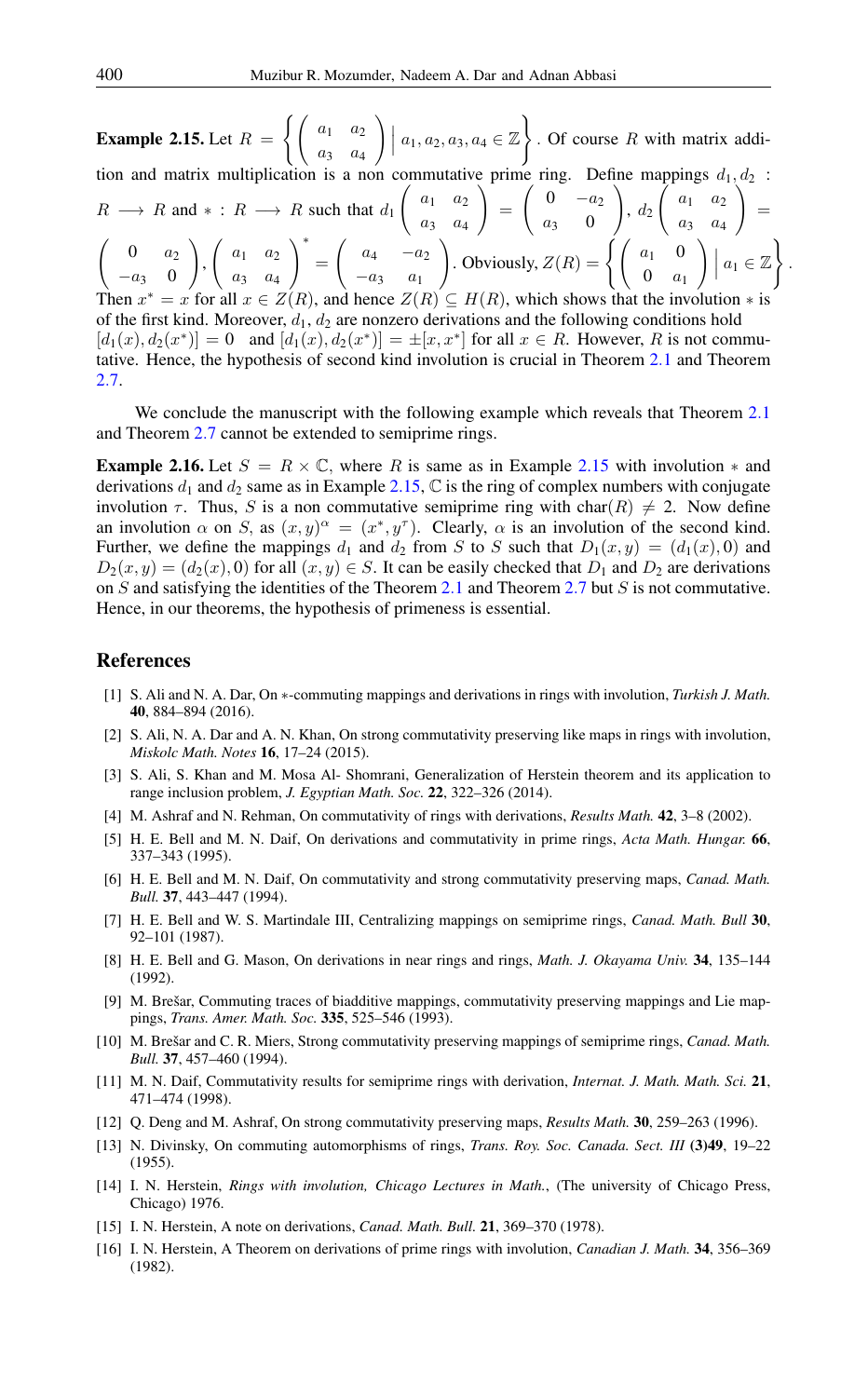**Example 2.15.** Let $R = \left\{ \begin{pmatrix} a_1 & a_2 \\ a_3 & a_4 \end{pmatrix} \,\middle|\, a_1, a_2, a_3, a_4 \in \mathbb{Z} \right\}$. Of course $R$ with matrix addition and matrix multiplication is a non commutative prime ring. Define mappings $d_1, d_2 : R \longrightarrow R$ and $* : R \longrightarrow R$ such that $d_1 \begin{pmatrix} a_1 & a_2 \\ a_3 & a_4 \end{pmatrix} = \begin{pmatrix} 0 & -a_2 \\ a_3 & 0 \end{pmatrix}$, $d_2 \begin{pmatrix} a_1 & a_2 \\ a_3 & a_4 \end{pmatrix} = \begin{pmatrix} 0 & a_2 \\ -a_3 & 0 \end{pmatrix}$, $\begin{pmatrix} a_1 & a_2 \\ a_3 & a_4 \end{pmatrix}^* = \begin{pmatrix} a_4 & -a_2 \\ -a_3 & a_1 \end{pmatrix}$. Obviously, $Z(R) = \left\{ \begin{pmatrix} a_1 & 0 \\ 0 & a_1 \end{pmatrix} \,\middle|\, a_1 \in \mathbb{Z} \right\}$. Then $x^* = x$ for all $x \in Z(R)$, and hence $Z(R) \subseteq H(R)$, which shows that the involution $*$ is of the first kind. Moreover, $d_1$, $d_2$ are nonzero derivations and the following conditions hold $[d_1(x), d_2(x^*)] = 0$ and $[d_1(x), d_2(x^*)] = \pm[x, x^*]$ for all $x \in R$. However, $R$ is not commutative. Hence, the hypothesis of second kind involution is crucial in Theorem 2.1 and Theorem 2.7.

We conclude the manuscript with the following example which reveals that Theorem 2.1 and Theorem 2.7 cannot be extended to semiprime rings.

**Example 2.16.** Let $S = R \times \mathbb{C}$, where $R$ is same as in Example 2.15 with involution $*$ and derivations $d_1$ and $d_2$ same as in Example 2.15, $\mathbb{C}$ is the ring of complex numbers with conjugate involution $\tau$. Thus, $S$ is a non commutative semiprime ring with $\mathrm{char}(R) \neq 2$. Now define an involution $\alpha$ on $S$, as $(x, y)^\alpha = (x^*, y^\tau)$. Clearly, $\alpha$ is an involution of the second kind. Further, we define the mappings $d_1$ and $d_2$ from $S$ to $S$ such that $D_1(x, y) = (d_1(x), 0)$ and $D_2(x, y) = (d_2(x), 0)$ for all $(x, y) \in S$. It can be easily checked that $D_1$ and $D_2$ are derivations on $S$ and satisfying the identities of the Theorem 2.1 and Theorem 2.7 but $S$ is not commutative. Hence, in our theorems, the hypothesis of primeness is essential.

## References

[1] S. Ali and N. A. Dar, On $*$-commuting mappings and derivations in rings with involution, *Turkish J. Math.* **40**, 884–894 (2016).

[2] S. Ali, N. A. Dar and A. N. Khan, On strong commutativity preserving like maps in rings with involution, *Miskolc Math. Notes* **16**, 17–24 (2015).

[3] S. Ali, S. Khan and M. Mosa Al- Shomrani, Generalization of Herstein theorem and its application to range inclusion problem, *J. Egyptian Math. Soc.* **22**, 322–326 (2014).

[4] M. Ashraf and N. Rehman, On commutativity of rings with derivations, *Results Math.* **42**, 3–8 (2002).

[5] H. E. Bell and M. N. Daif, On derivations and commutativity in prime rings, *Acta Math. Hungar.* **66**, 337–343 (1995).

[6] H. E. Bell and M. N. Daif, On commutativity and strong commutativity preserving maps, *Canad. Math. Bull.* **37**, 443–447 (1994).

[7] H. E. Bell and W. S. Martindale III, Centralizing mappings on semiprime rings, *Canad. Math. Bull* **30**, 92–101 (1987).

[8] H. E. Bell and G. Mason, On derivations in near rings and rings, *Math. J. Okayama Univ.* **34**, 135–144 (1992).

[9] M. Brešar, Commuting traces of biadditive mappings, commutativity preserving mappings and Lie mappings, *Trans. Amer. Math. Soc.* **335**, 525–546 (1993).

[10] M. Brešar and C. R. Miers, Strong commutativity preserving mappings of semiprime rings, *Canad. Math. Bull.* **37**, 457–460 (1994).

[11] M. N. Daif, Commutativity results for semiprime rings with derivation, *Internat. J. Math. Math. Sci.* **21**, 471–474 (1998).

[12] Q. Deng and M. Ashraf, On strong commutativity preserving maps, *Results Math.* **30**, 259–263 (1996).

[13] N. Divinsky, On commuting automorphisms of rings, *Trans. Roy. Soc. Canada. Sect. III* **(3)49**, 19–22 (1955).

[14] I. N. Herstein, *Rings with involution, Chicago Lectures in Math.*, (The university of Chicago Press, Chicago) 1976.

[15] I. N. Herstein, A note on derivations, *Canad. Math. Bull.* **21**, 369–370 (1978).

[16] I. N. Herstein, A Theorem on derivations of prime rings with involution, *Canadian J. Math.* **34**, 356–369 (1982).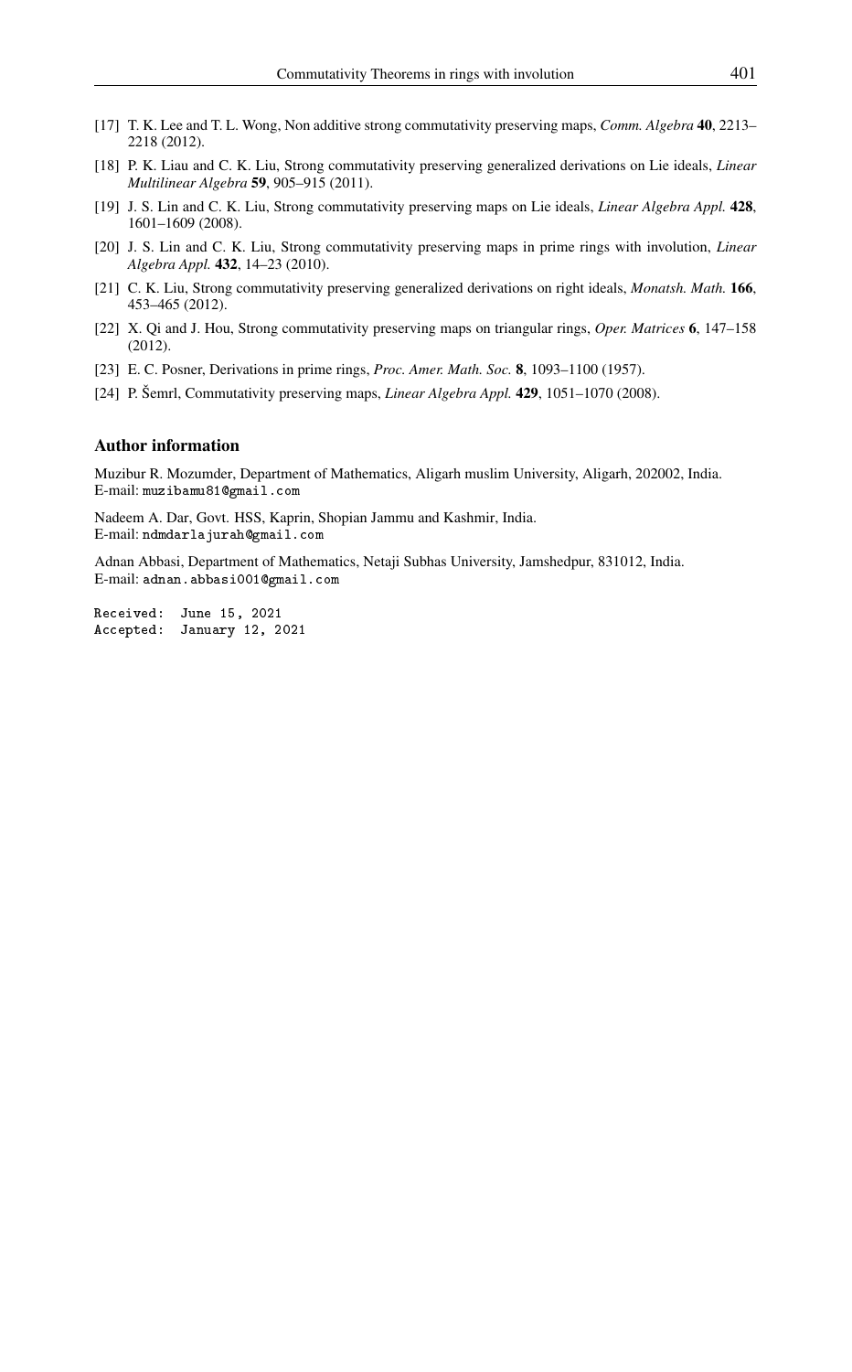[17] T. K. Lee and T. L. Wong, Non additive strong commutativity preserving maps, *Comm. Algebra* **40**, 2213–2218 (2012).

[18] P. K. Liau and C. K. Liu, Strong commutativity preserving generalized derivations on Lie ideals, *Linear Multilinear Algebra* **59**, 905–915 (2011).

[19] J. S. Lin and C. K. Liu, Strong commutativity preserving maps on Lie ideals, *Linear Algebra Appl.* **428**, 1601–1609 (2008).

[20] J. S. Lin and C. K. Liu, Strong commutativity preserving maps in prime rings with involution, *Linear Algebra Appl.* **432**, 14–23 (2010).

[21] C. K. Liu, Strong commutativity preserving generalized derivations on right ideals, *Monatsh. Math.* **166**, 453–465 (2012).

[22] X. Qi and J. Hou, Strong commutativity preserving maps on triangular rings, *Oper. Matrices* **6**, 147–158 (2012).

[23] E. C. Posner, Derivations in prime rings, *Proc. Amer. Math. Soc.* **8**, 1093–1100 (1957).

[24] P. Šemrl, Commutativity preserving maps, *Linear Algebra Appl.* **429**, 1051–1070 (2008).

### Author information

Muzibur R. Mozumder, Department of Mathematics, Aligarh muslim University, Aligarh, 202002, India.
E-mail: muzibamu81@gmail.com

Nadeem A. Dar, Govt. HSS, Kaprin, Shopian Jammu and Kashmir, India.
E-mail: ndmdarlajurah@gmail.com

Adnan Abbasi, Department of Mathematics, Netaji Subhas University, Jamshedpur, 831012, India.
E-mail: adnan.abbasi001@gmail.com

Received: June 15, 2021
Accepted: January 12, 2021